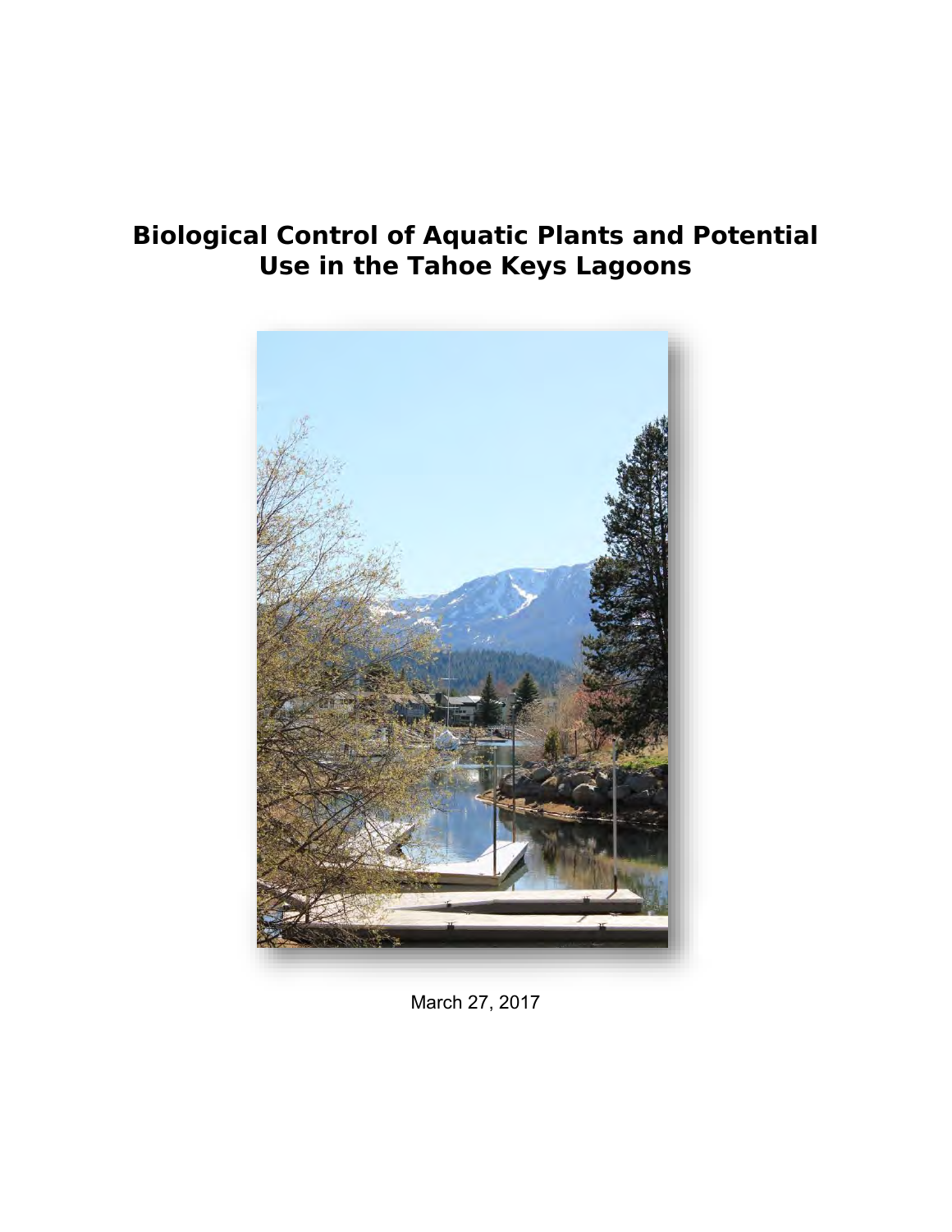# Biological Control of Aquatic Plants and Potential Use in the Tahoe Keys Lagoons

March 27, 2017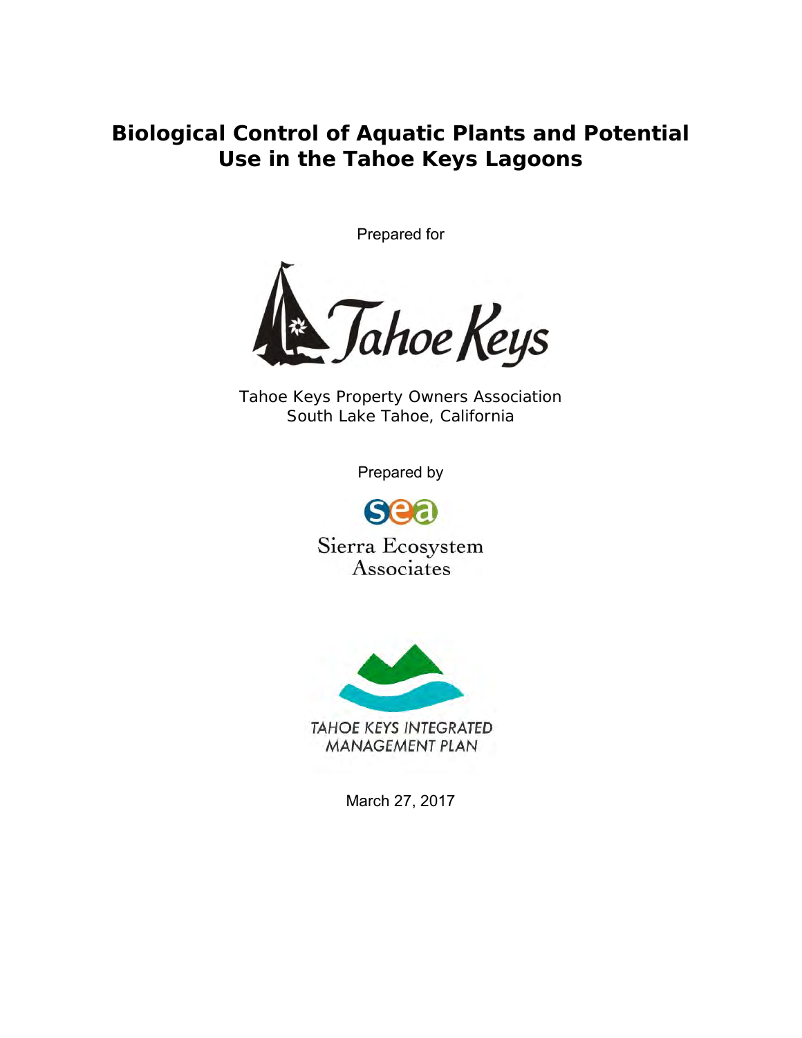# Biological Control of Aquatic Plants and Potential Use in the Tahoe Keys Lagoons

Prepared for

Tahoe Keys

Tahoe Keys Property Owners Association
South Lake Tahoe, California

Prepared by

sea

Sierra Ecosystem Associates

TAHOE KEYS INTEGRATED MANAGEMENT PLAN

March 27, 2017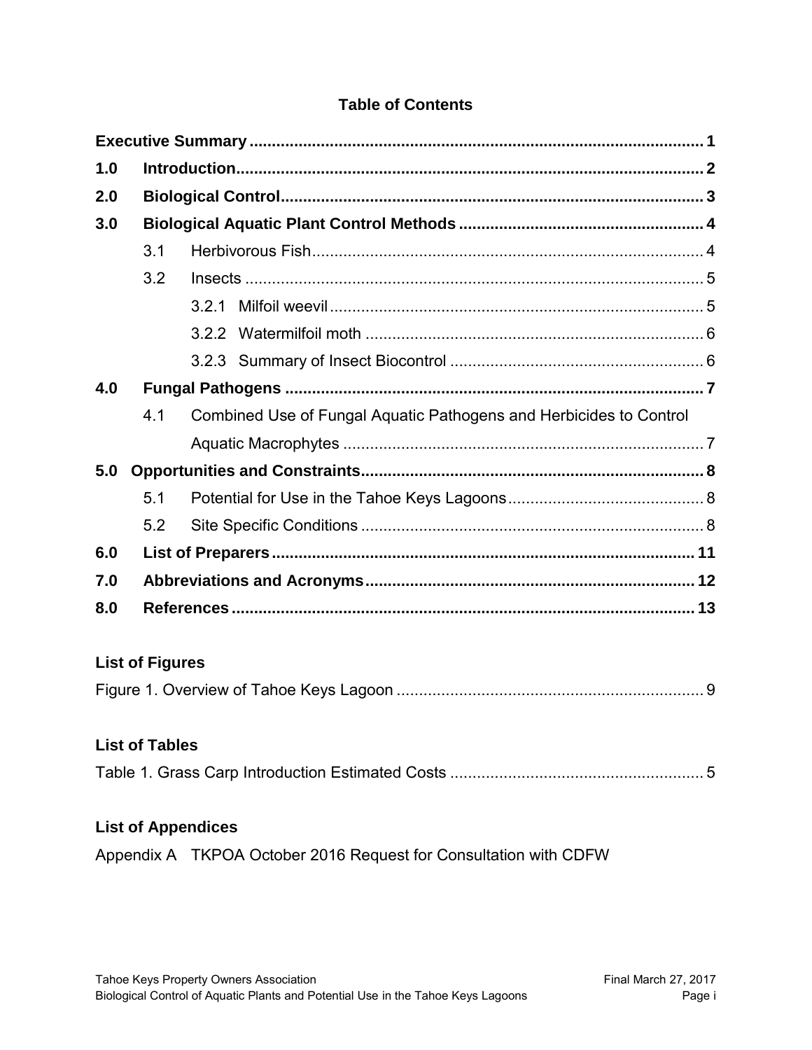# Table of Contents

**Executive Summary** .......... **1**

**1.0 Introduction** .......... **2**

**2.0 Biological Control** .......... **3**

**3.0 Biological Aquatic Plant Control Methods** .......... **4**

- 3.1 Herbivorous Fish .......... 4
- 3.2 Insects .......... 5
  - 3.2.1 Milfoil weevil .......... 5
  - 3.2.2 Watermilfoil moth .......... 6
  - 3.2.3 Summary of Insect Biocontrol .......... 6

**4.0 Fungal Pathogens** .......... **7**

- 4.1 Combined Use of Fungal Aquatic Pathogens and Herbicides to Control Aquatic Macrophytes .......... 7

**5.0 Opportunities and Constraints** .......... **8**

- 5.1 Potential for Use in the Tahoe Keys Lagoons .......... 8
- 5.2 Site Specific Conditions .......... 8

**6.0 List of Preparers** .......... **11**

**7.0 Abbreviations and Acronyms** .......... **12**

**8.0 References** .......... **13**

## List of Figures

Figure 1. Overview of Tahoe Keys Lagoon .......... 9

## List of Tables

Table 1. Grass Carp Introduction Estimated Costs .......... 5

## List of Appendices

Appendix A TKPOA October 2016 Request for Consultation with CDFW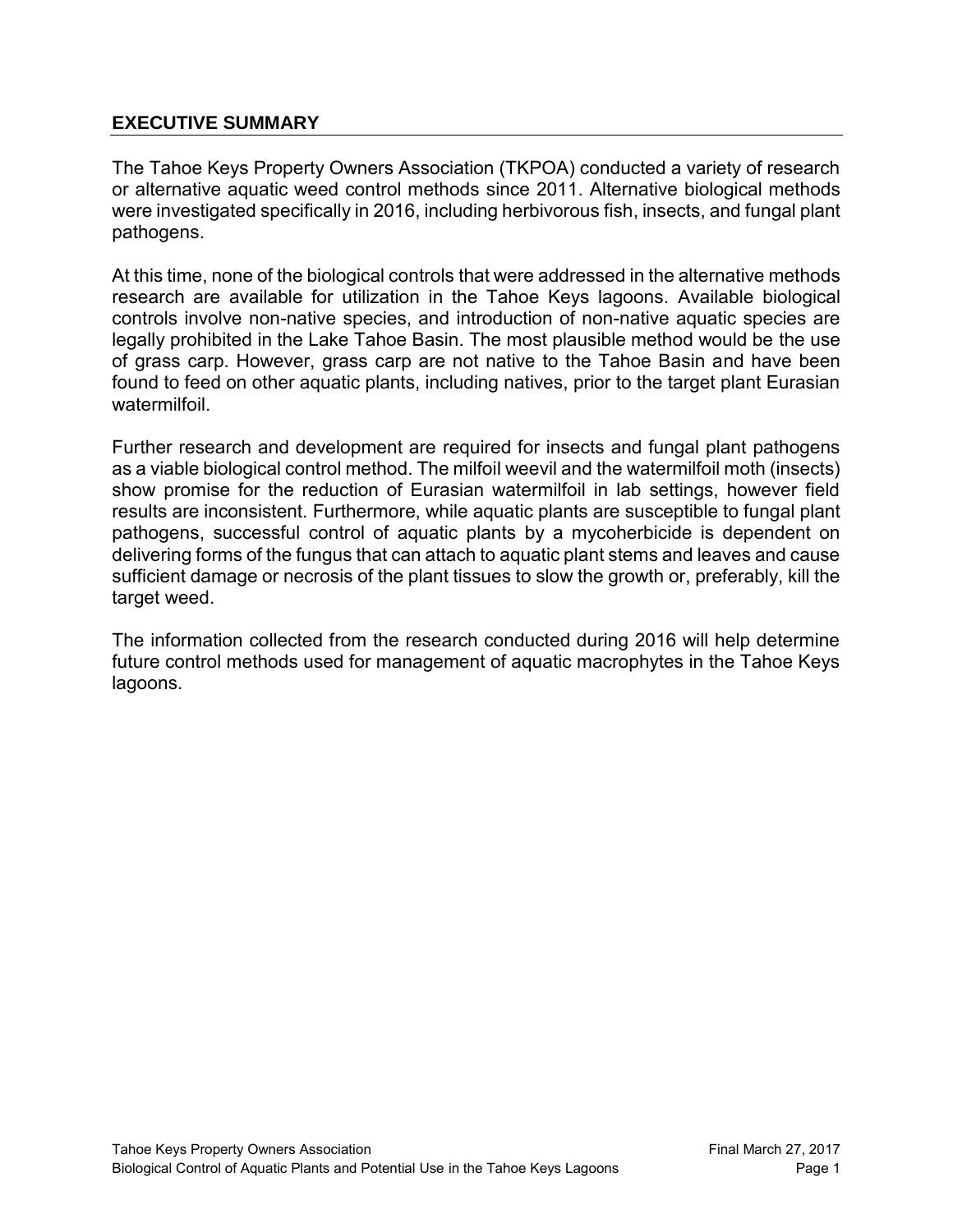## EXECUTIVE SUMMARY

The Tahoe Keys Property Owners Association (TKPOA) conducted a variety of research or alternative aquatic weed control methods since 2011. Alternative biological methods were investigated specifically in 2016, including herbivorous fish, insects, and fungal plant pathogens.

At this time, none of the biological controls that were addressed in the alternative methods research are available for utilization in the Tahoe Keys lagoons. Available biological controls involve non-native species, and introduction of non-native aquatic species are legally prohibited in the Lake Tahoe Basin. The most plausible method would be the use of grass carp. However, grass carp are not native to the Tahoe Basin and have been found to feed on other aquatic plants, including natives, prior to the target plant Eurasian watermilfoil.

Further research and development are required for insects and fungal plant pathogens as a viable biological control method. The milfoil weevil and the watermilfoil moth (insects) show promise for the reduction of Eurasian watermilfoil in lab settings, however field results are inconsistent. Furthermore, while aquatic plants are susceptible to fungal plant pathogens, successful control of aquatic plants by a mycoherbicide is dependent on delivering forms of the fungus that can attach to aquatic plant stems and leaves and cause sufficient damage or necrosis of the plant tissues to slow the growth or, preferably, kill the target weed.

The information collected from the research conducted during 2016 will help determine future control methods used for management of aquatic macrophytes in the Tahoe Keys lagoons.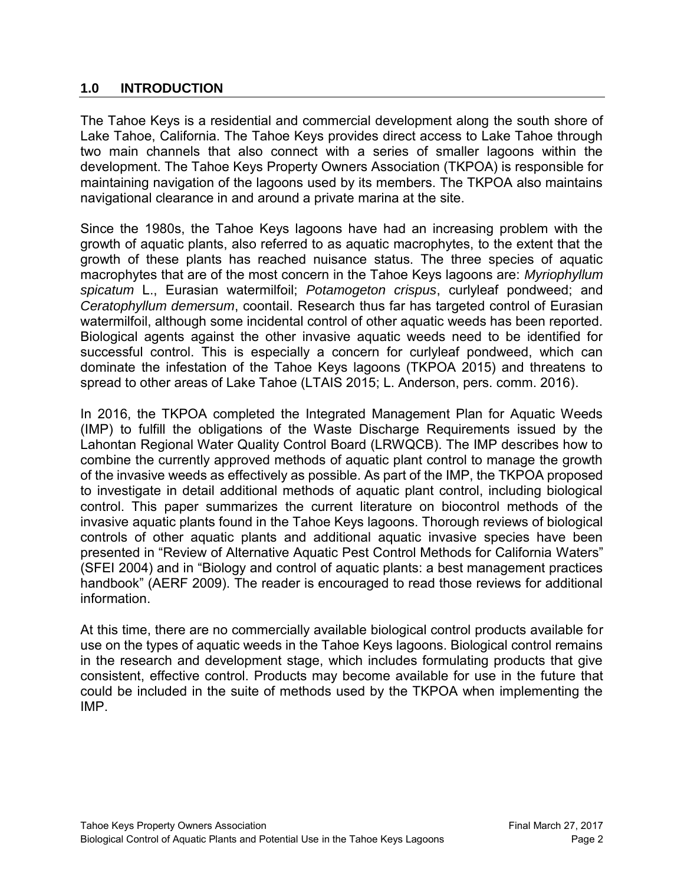## 1.0 INTRODUCTION

The Tahoe Keys is a residential and commercial development along the south shore of Lake Tahoe, California. The Tahoe Keys provides direct access to Lake Tahoe through two main channels that also connect with a series of smaller lagoons within the development. The Tahoe Keys Property Owners Association (TKPOA) is responsible for maintaining navigation of the lagoons used by its members. The TKPOA also maintains navigational clearance in and around a private marina at the site.

Since the 1980s, the Tahoe Keys lagoons have had an increasing problem with the growth of aquatic plants, also referred to as aquatic macrophytes, to the extent that the growth of these plants has reached nuisance status. The three species of aquatic macrophytes that are of the most concern in the Tahoe Keys lagoons are: *Myriophyllum spicatum* L., Eurasian watermilfoil; *Potamogeton crispus*, curlyleaf pondweed; and *Ceratophyllum demersum*, coontail. Research thus far has targeted control of Eurasian watermilfoil, although some incidental control of other aquatic weeds has been reported. Biological agents against the other invasive aquatic weeds need to be identified for successful control. This is especially a concern for curlyleaf pondweed, which can dominate the infestation of the Tahoe Keys lagoons (TKPOA 2015) and threatens to spread to other areas of Lake Tahoe (LTAIS 2015; L. Anderson, pers. comm. 2016).

In 2016, the TKPOA completed the Integrated Management Plan for Aquatic Weeds (IMP) to fulfill the obligations of the Waste Discharge Requirements issued by the Lahontan Regional Water Quality Control Board (LRWQCB). The IMP describes how to combine the currently approved methods of aquatic plant control to manage the growth of the invasive weeds as effectively as possible. As part of the IMP, the TKPOA proposed to investigate in detail additional methods of aquatic plant control, including biological control. This paper summarizes the current literature on biocontrol methods of the invasive aquatic plants found in the Tahoe Keys lagoons. Thorough reviews of biological controls of other aquatic plants and additional aquatic invasive species have been presented in "Review of Alternative Aquatic Pest Control Methods for California Waters" (SFEI 2004) and in "Biology and control of aquatic plants: a best management practices handbook" (AERF 2009). The reader is encouraged to read those reviews for additional information.

At this time, there are no commercially available biological control products available for use on the types of aquatic weeds in the Tahoe Keys lagoons. Biological control remains in the research and development stage, which includes formulating products that give consistent, effective control. Products may become available for use in the future that could be included in the suite of methods used by the TKPOA when implementing the IMP.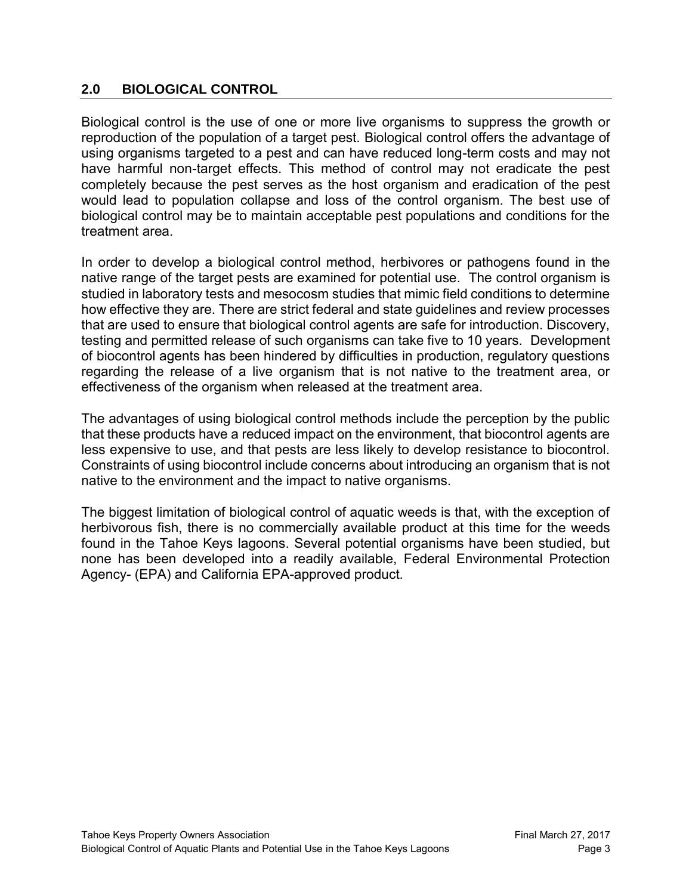## 2.0 BIOLOGICAL CONTROL

Biological control is the use of one or more live organisms to suppress the growth or reproduction of the population of a target pest. Biological control offers the advantage of using organisms targeted to a pest and can have reduced long-term costs and may not have harmful non-target effects. This method of control may not eradicate the pest completely because the pest serves as the host organism and eradication of the pest would lead to population collapse and loss of the control organism. The best use of biological control may be to maintain acceptable pest populations and conditions for the treatment area.

In order to develop a biological control method, herbivores or pathogens found in the native range of the target pests are examined for potential use. The control organism is studied in laboratory tests and mesocosm studies that mimic field conditions to determine how effective they are. There are strict federal and state guidelines and review processes that are used to ensure that biological control agents are safe for introduction. Discovery, testing and permitted release of such organisms can take five to 10 years. Development of biocontrol agents has been hindered by difficulties in production, regulatory questions regarding the release of a live organism that is not native to the treatment area, or effectiveness of the organism when released at the treatment area.

The advantages of using biological control methods include the perception by the public that these products have a reduced impact on the environment, that biocontrol agents are less expensive to use, and that pests are less likely to develop resistance to biocontrol. Constraints of using biocontrol include concerns about introducing an organism that is not native to the environment and the impact to native organisms.

The biggest limitation of biological control of aquatic weeds is that, with the exception of herbivorous fish, there is no commercially available product at this time for the weeds found in the Tahoe Keys lagoons. Several potential organisms have been studied, but none has been developed into a readily available, Federal Environmental Protection Agency- (EPA) and California EPA-approved product.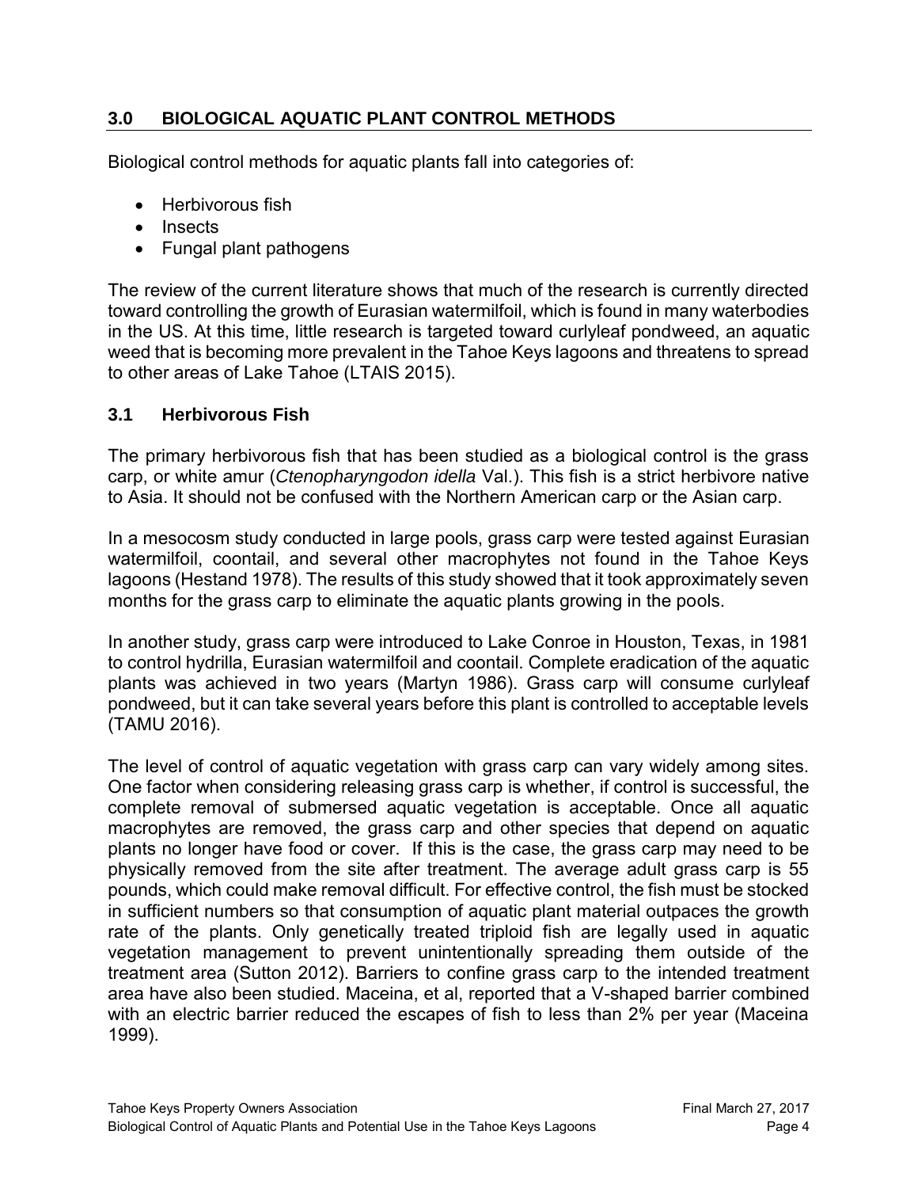## 3.0 BIOLOGICAL AQUATIC PLANT CONTROL METHODS

Biological control methods for aquatic plants fall into categories of:

- Herbivorous fish
- Insects
- Fungal plant pathogens

The review of the current literature shows that much of the research is currently directed toward controlling the growth of Eurasian watermilfoil, which is found in many waterbodies in the US. At this time, little research is targeted toward curlyleaf pondweed, an aquatic weed that is becoming more prevalent in the Tahoe Keys lagoons and threatens to spread to other areas of Lake Tahoe (LTAIS 2015).

### 3.1 Herbivorous Fish

The primary herbivorous fish that has been studied as a biological control is the grass carp, or white amur (*Ctenopharyngodon idella* Val.). This fish is a strict herbivore native to Asia. It should not be confused with the Northern American carp or the Asian carp.

In a mesocosm study conducted in large pools, grass carp were tested against Eurasian watermilfoil, coontail, and several other macrophytes not found in the Tahoe Keys lagoons (Hestand 1978). The results of this study showed that it took approximately seven months for the grass carp to eliminate the aquatic plants growing in the pools.

In another study, grass carp were introduced to Lake Conroe in Houston, Texas, in 1981 to control hydrilla, Eurasian watermilfoil and coontail. Complete eradication of the aquatic plants was achieved in two years (Martyn 1986). Grass carp will consume curlyleaf pondweed, but it can take several years before this plant is controlled to acceptable levels (TAMU 2016).

The level of control of aquatic vegetation with grass carp can vary widely among sites. One factor when considering releasing grass carp is whether, if control is successful, the complete removal of submersed aquatic vegetation is acceptable. Once all aquatic macrophytes are removed, the grass carp and other species that depend on aquatic plants no longer have food or cover. If this is the case, the grass carp may need to be physically removed from the site after treatment. The average adult grass carp is 55 pounds, which could make removal difficult. For effective control, the fish must be stocked in sufficient numbers so that consumption of aquatic plant material outpaces the growth rate of the plants. Only genetically treated triploid fish are legally used in aquatic vegetation management to prevent unintentionally spreading them outside of the treatment area (Sutton 2012). Barriers to confine grass carp to the intended treatment area have also been studied. Maceina, et al, reported that a V-shaped barrier combined with an electric barrier reduced the escapes of fish to less than 2% per year (Maceina 1999).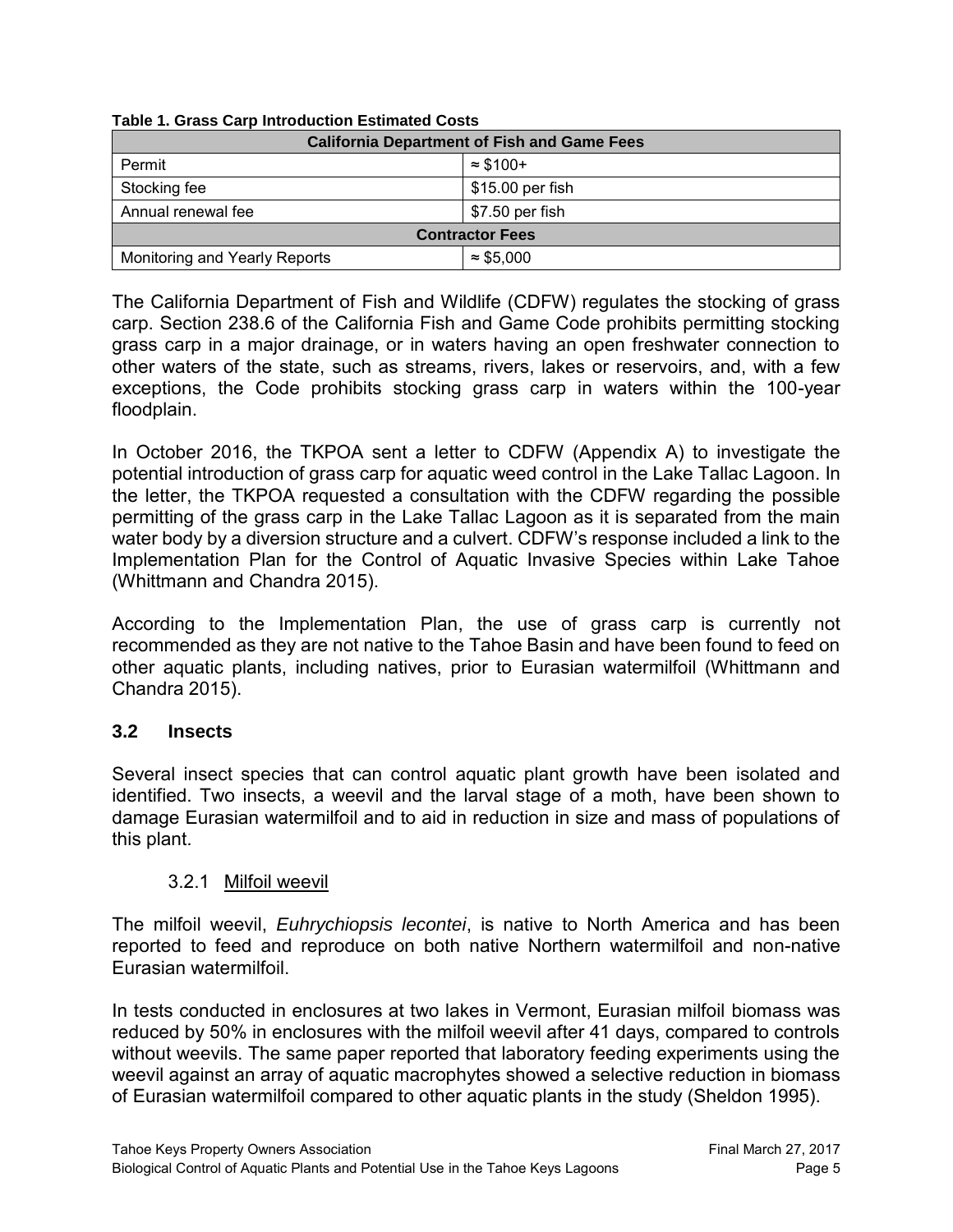**Table 1. Grass Carp Introduction Estimated Costs**

| California Department of Fish and Game Fees | |
| --- | --- |
| Permit | ≈ $100+ |
| Stocking fee | $15.00 per fish |
| Annual renewal fee | $7.50 per fish |
| **Contractor Fees** | |
| Monitoring and Yearly Reports | ≈ $5,000 |

The California Department of Fish and Wildlife (CDFW) regulates the stocking of grass carp. Section 238.6 of the California Fish and Game Code prohibits permitting stocking grass carp in a major drainage, or in waters having an open freshwater connection to other waters of the state, such as streams, rivers, lakes or reservoirs, and, with a few exceptions, the Code prohibits stocking grass carp in waters within the 100-year floodplain.

In October 2016, the TKPOA sent a letter to CDFW (Appendix A) to investigate the potential introduction of grass carp for aquatic weed control in the Lake Tallac Lagoon. In the letter, the TKPOA requested a consultation with the CDFW regarding the possible permitting of the grass carp in the Lake Tallac Lagoon as it is separated from the main water body by a diversion structure and a culvert. CDFW's response included a link to the Implementation Plan for the Control of Aquatic Invasive Species within Lake Tahoe (Whittmann and Chandra 2015).

According to the Implementation Plan, the use of grass carp is currently not recommended as they are not native to the Tahoe Basin and have been found to feed on other aquatic plants, including natives, prior to Eurasian watermilfoil (Whittmann and Chandra 2015).

## 3.2 Insects

Several insect species that can control aquatic plant growth have been isolated and identified. Two insects, a weevil and the larval stage of a moth, have been shown to damage Eurasian watermilfoil and to aid in reduction in size and mass of populations of this plant.

### 3.2.1 Milfoil weevil

The milfoil weevil, *Euhrychiopsis lecontei*, is native to North America and has been reported to feed and reproduce on both native Northern watermilfoil and non-native Eurasian watermilfoil.

In tests conducted in enclosures at two lakes in Vermont, Eurasian milfoil biomass was reduced by 50% in enclosures with the milfoil weevil after 41 days, compared to controls without weevils. The same paper reported that laboratory feeding experiments using the weevil against an array of aquatic macrophytes showed a selective reduction in biomass of Eurasian watermilfoil compared to other aquatic plants in the study (Sheldon 1995).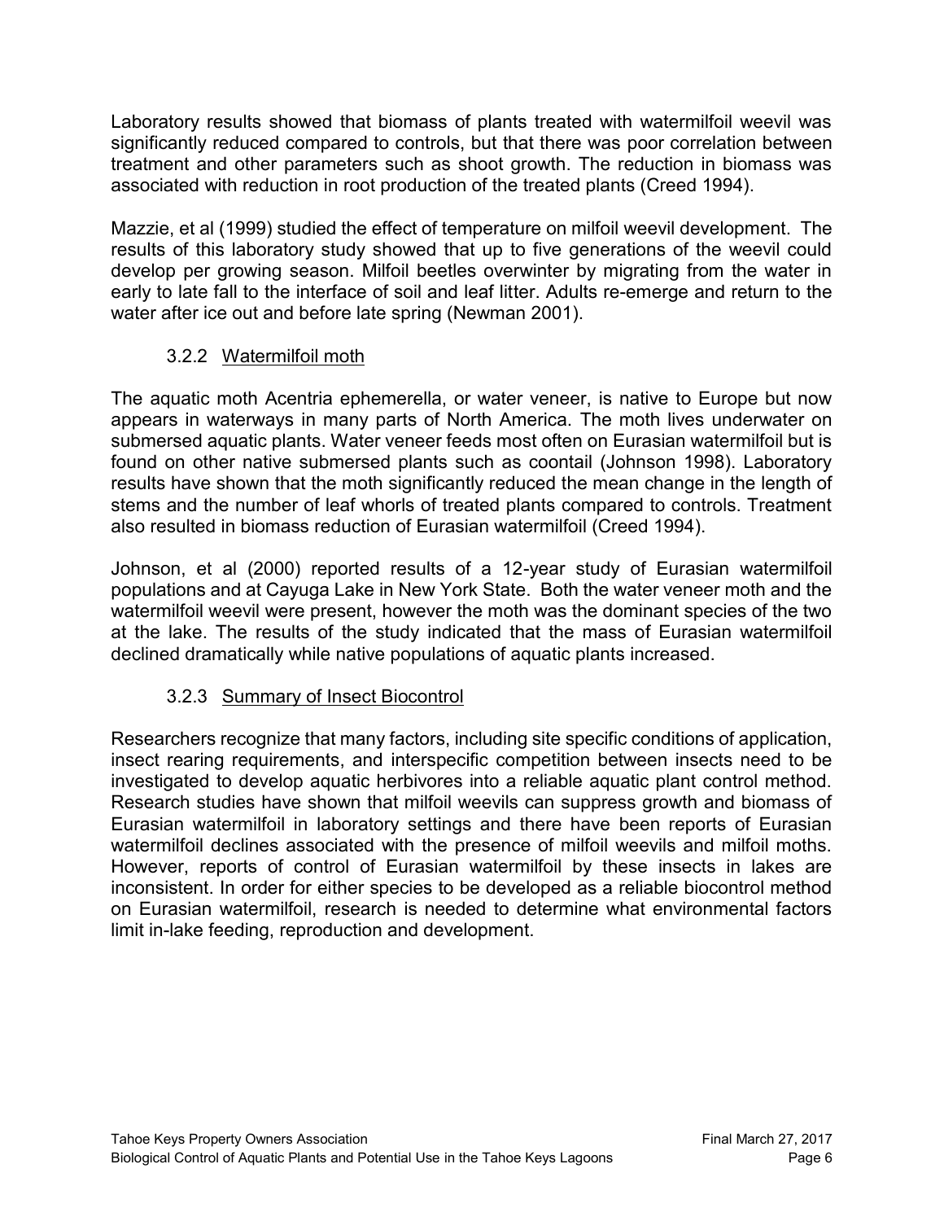Laboratory results showed that biomass of plants treated with watermilfoil weevil was significantly reduced compared to controls, but that there was poor correlation between treatment and other parameters such as shoot growth. The reduction in biomass was associated with reduction in root production of the treated plants (Creed 1994).

Mazzie, et al (1999) studied the effect of temperature on milfoil weevil development. The results of this laboratory study showed that up to five generations of the weevil could develop per growing season. Milfoil beetles overwinter by migrating from the water in early to late fall to the interface of soil and leaf litter. Adults re-emerge and return to the water after ice out and before late spring (Newman 2001).

### 3.2.2 Watermilfoil moth

The aquatic moth Acentria ephemerella, or water veneer, is native to Europe but now appears in waterways in many parts of North America. The moth lives underwater on submersed aquatic plants. Water veneer feeds most often on Eurasian watermilfoil but is found on other native submersed plants such as coontail (Johnson 1998). Laboratory results have shown that the moth significantly reduced the mean change in the length of stems and the number of leaf whorls of treated plants compared to controls. Treatment also resulted in biomass reduction of Eurasian watermilfoil (Creed 1994).

Johnson, et al (2000) reported results of a 12-year study of Eurasian watermilfoil populations and at Cayuga Lake in New York State. Both the water veneer moth and the watermilfoil weevil were present, however the moth was the dominant species of the two at the lake. The results of the study indicated that the mass of Eurasian watermilfoil declined dramatically while native populations of aquatic plants increased.

### 3.2.3 Summary of Insect Biocontrol

Researchers recognize that many factors, including site specific conditions of application, insect rearing requirements, and interspecific competition between insects need to be investigated to develop aquatic herbivores into a reliable aquatic plant control method. Research studies have shown that milfoil weevils can suppress growth and biomass of Eurasian watermilfoil in laboratory settings and there have been reports of Eurasian watermilfoil declines associated with the presence of milfoil weevils and milfoil moths. However, reports of control of Eurasian watermilfoil by these insects in lakes are inconsistent. In order for either species to be developed as a reliable biocontrol method on Eurasian watermilfoil, research is needed to determine what environmental factors limit in-lake feeding, reproduction and development.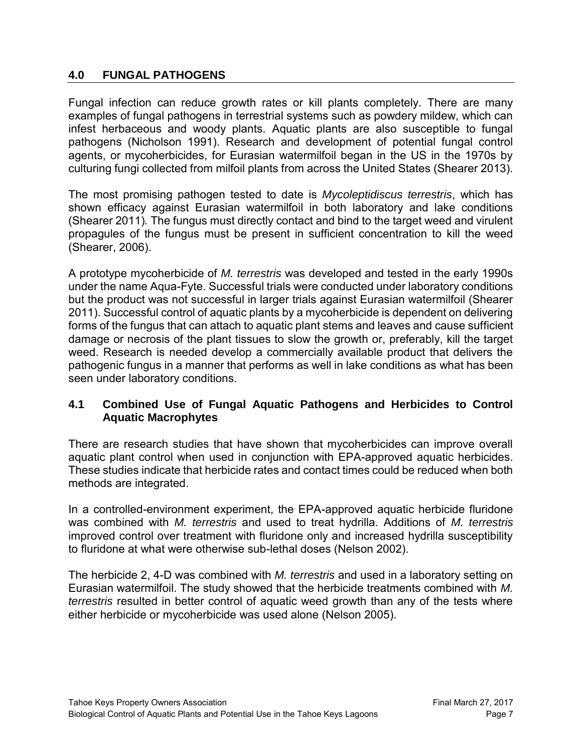## 4.0 FUNGAL PATHOGENS

Fungal infection can reduce growth rates or kill plants completely. There are many examples of fungal pathogens in terrestrial systems such as powdery mildew, which can infest herbaceous and woody plants. Aquatic plants are also susceptible to fungal pathogens (Nicholson 1991). Research and development of potential fungal control agents, or mycoherbicides, for Eurasian watermilfoil began in the US in the 1970s by culturing fungi collected from milfoil plants from across the United States (Shearer 2013).

The most promising pathogen tested to date is *Mycoleptidiscus terrestris*, which has shown efficacy against Eurasian watermilfoil in both laboratory and lake conditions (Shearer 2011). The fungus must directly contact and bind to the target weed and virulent propagules of the fungus must be present in sufficient concentration to kill the weed (Shearer, 2006).

A prototype mycoherbicide of *M. terrestris* was developed and tested in the early 1990s under the name Aqua-Fyte. Successful trials were conducted under laboratory conditions but the product was not successful in larger trials against Eurasian watermilfoil (Shearer 2011). Successful control of aquatic plants by a mycoherbicide is dependent on delivering forms of the fungus that can attach to aquatic plant stems and leaves and cause sufficient damage or necrosis of the plant tissues to slow the growth or, preferably, kill the target weed. Research is needed develop a commercially available product that delivers the pathogenic fungus in a manner that performs as well in lake conditions as what has been seen under laboratory conditions.

### 4.1 Combined Use of Fungal Aquatic Pathogens and Herbicides to Control Aquatic Macrophytes

There are research studies that have shown that mycoherbicides can improve overall aquatic plant control when used in conjunction with EPA-approved aquatic herbicides. These studies indicate that herbicide rates and contact times could be reduced when both methods are integrated.

In a controlled-environment experiment, the EPA-approved aquatic herbicide fluridone was combined with *M. terrestris* and used to treat hydrilla. Additions of *M. terrestris* improved control over treatment with fluridone only and increased hydrilla susceptibility to fluridone at what were otherwise sub-lethal doses (Nelson 2002).

The herbicide 2, 4-D was combined with *M. terrestris* and used in a laboratory setting on Eurasian watermilfoil. The study showed that the herbicide treatments combined with *M. terrestris* resulted in better control of aquatic weed growth than any of the tests where either herbicide or mycoherbicide was used alone (Nelson 2005).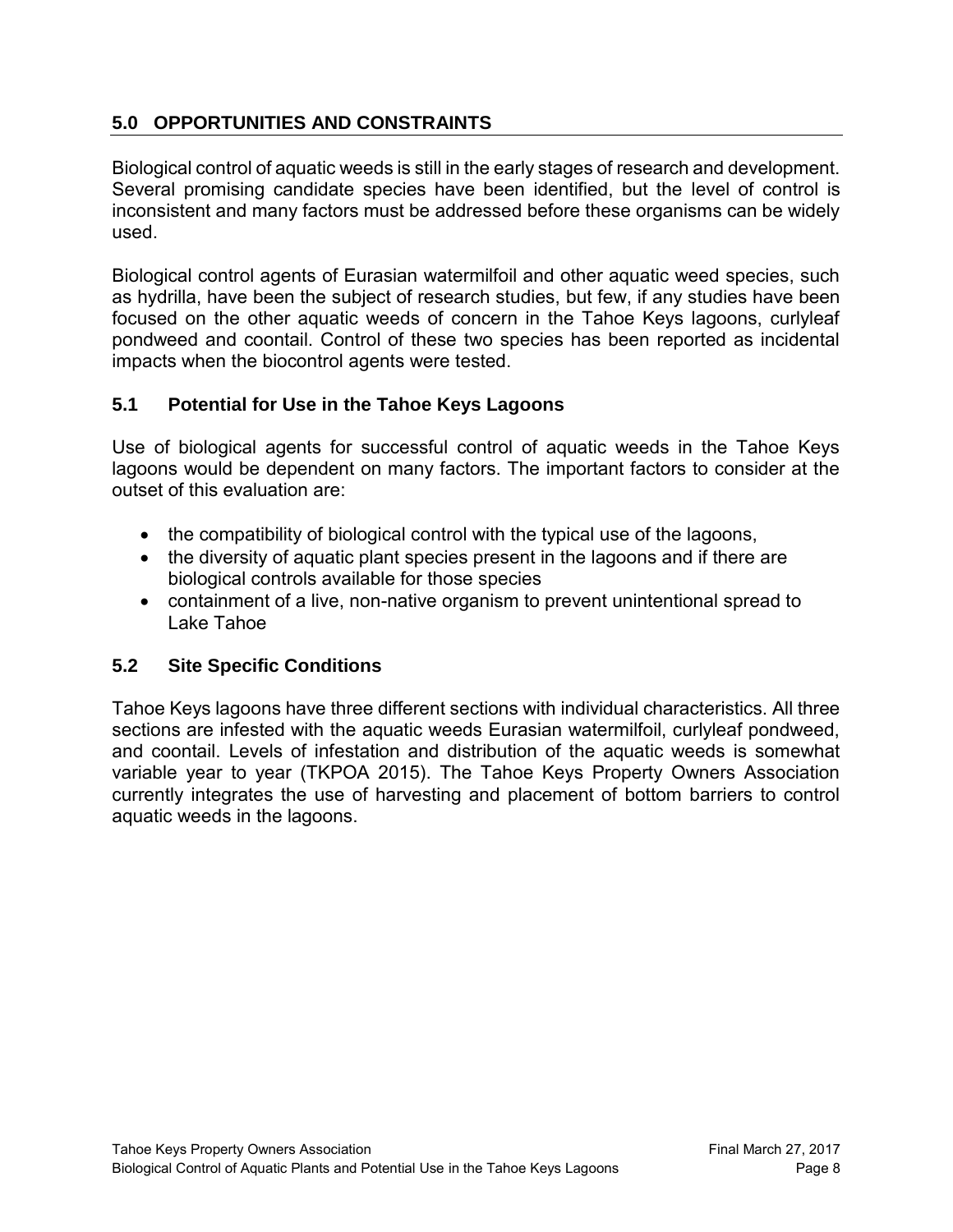## 5.0 OPPORTUNITIES AND CONSTRAINTS

Biological control of aquatic weeds is still in the early stages of research and development. Several promising candidate species have been identified, but the level of control is inconsistent and many factors must be addressed before these organisms can be widely used.

Biological control agents of Eurasian watermilfoil and other aquatic weed species, such as hydrilla, have been the subject of research studies, but few, if any studies have been focused on the other aquatic weeds of concern in the Tahoe Keys lagoons, curlyleaf pondweed and coontail. Control of these two species has been reported as incidental impacts when the biocontrol agents were tested.

### 5.1 Potential for Use in the Tahoe Keys Lagoons

Use of biological agents for successful control of aquatic weeds in the Tahoe Keys lagoons would be dependent on many factors. The important factors to consider at the outset of this evaluation are:

- the compatibility of biological control with the typical use of the lagoons,
- the diversity of aquatic plant species present in the lagoons and if there are biological controls available for those species
- containment of a live, non-native organism to prevent unintentional spread to Lake Tahoe

### 5.2 Site Specific Conditions

Tahoe Keys lagoons have three different sections with individual characteristics. All three sections are infested with the aquatic weeds Eurasian watermilfoil, curlyleaf pondweed, and coontail. Levels of infestation and distribution of the aquatic weeds is somewhat variable year to year (TKPOA 2015). The Tahoe Keys Property Owners Association currently integrates the use of harvesting and placement of bottom barriers to control aquatic weeds in the lagoons.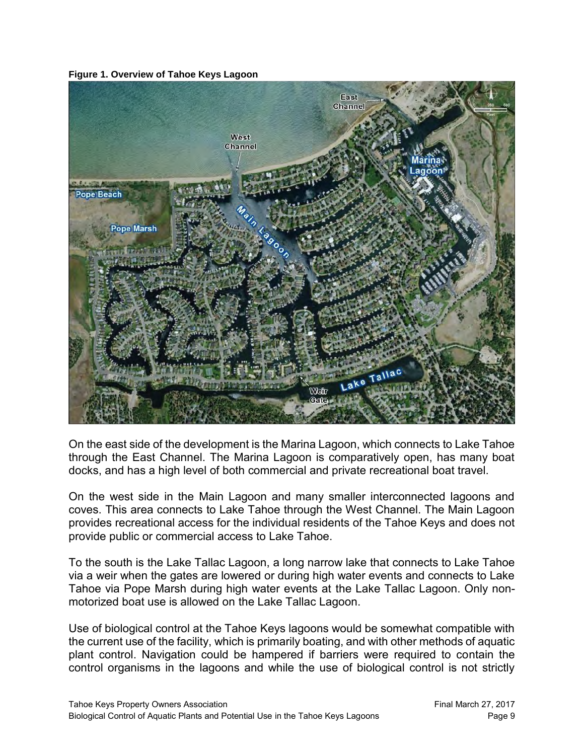**Figure 1. Overview of Tahoe Keys Lagoon**

On the east side of the development is the Marina Lagoon, which connects to Lake Tahoe through the East Channel. The Marina Lagoon is comparatively open, has many boat docks, and has a high level of both commercial and private recreational boat travel.

On the west side in the Main Lagoon and many smaller interconnected lagoons and coves. This area connects to Lake Tahoe through the West Channel. The Main Lagoon provides recreational access for the individual residents of the Tahoe Keys and does not provide public or commercial access to Lake Tahoe.

To the south is the Lake Tallac Lagoon, a long narrow lake that connects to Lake Tahoe via a weir when the gates are lowered or during high water events and connects to Lake Tahoe via Pope Marsh during high water events at the Lake Tallac Lagoon. Only non-motorized boat use is allowed on the Lake Tallac Lagoon.

Use of biological control at the Tahoe Keys lagoons would be somewhat compatible with the current use of the facility, which is primarily boating, and with other methods of aquatic plant control. Navigation could be hampered if barriers were required to contain the control organisms in the lagoons and while the use of biological control is not strictly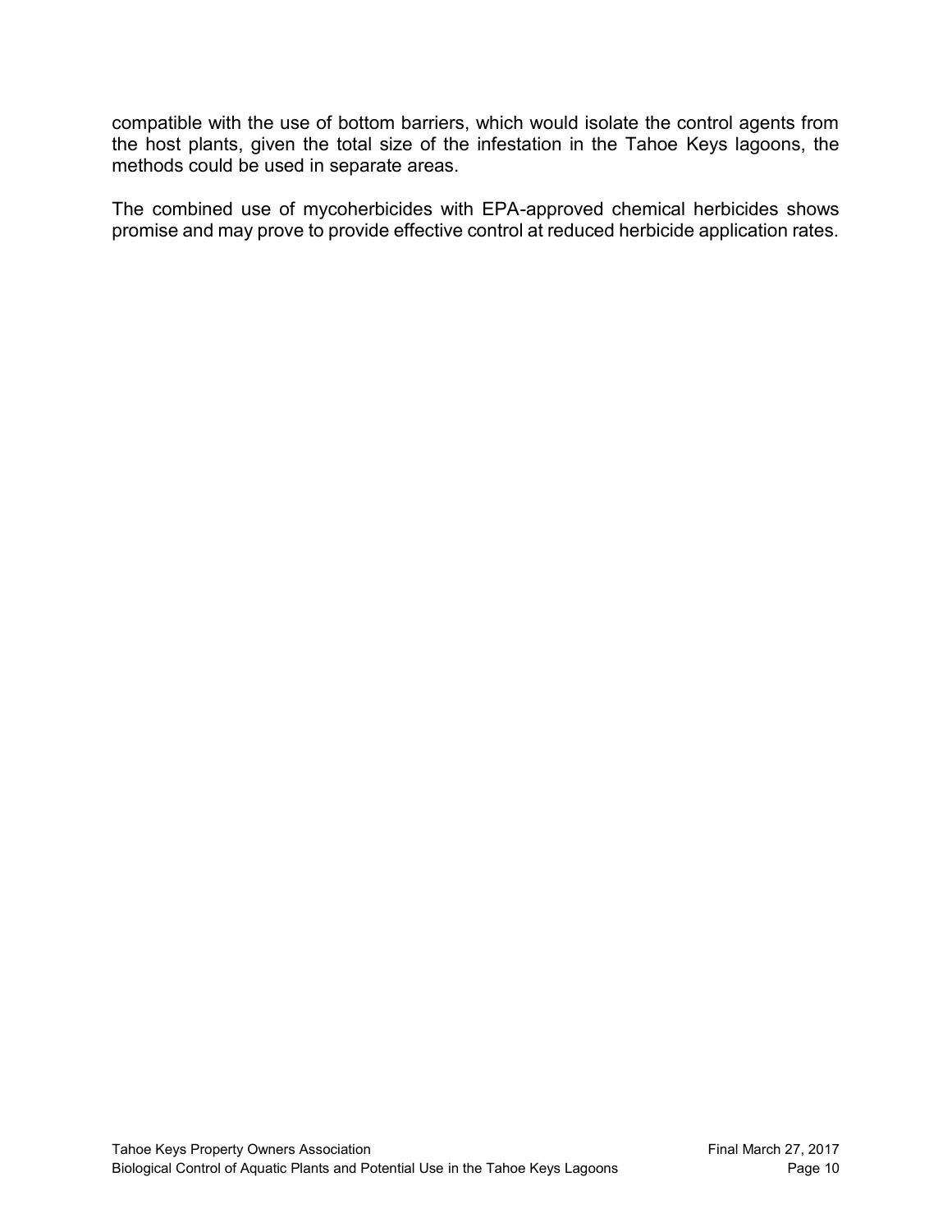compatible with the use of bottom barriers, which would isolate the control agents from the host plants, given the total size of the infestation in the Tahoe Keys lagoons, the methods could be used in separate areas.

The combined use of mycoherbicides with EPA-approved chemical herbicides shows promise and may prove to provide effective control at reduced herbicide application rates.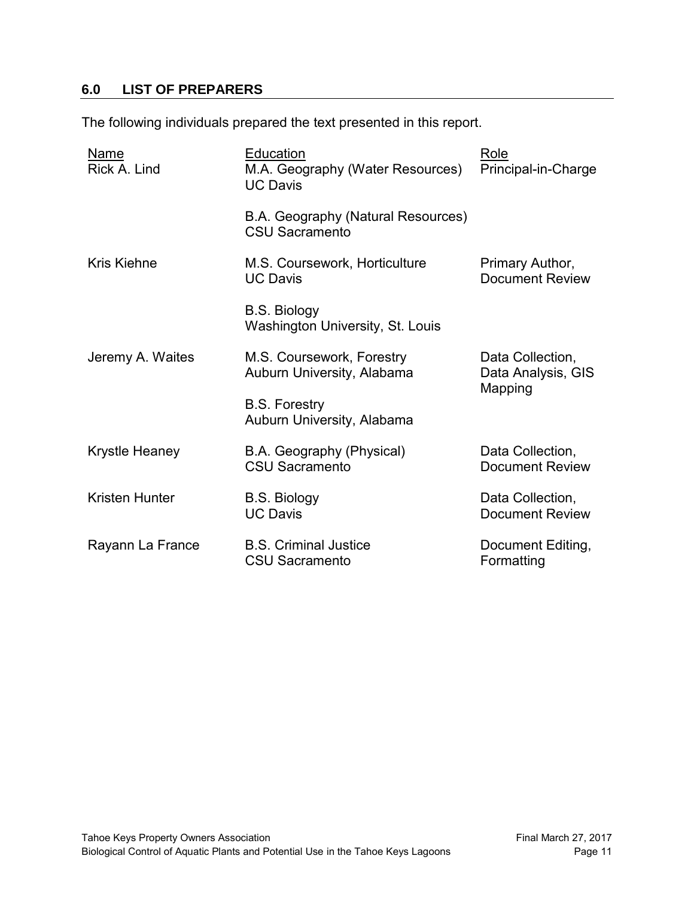## 6.0 LIST OF PREPARERS

The following individuals prepared the text presented in this report.

| Name | Education | Role |
| --- | --- | --- |
| Rick A. Lind | M.A. Geography (Water Resources) UC Davis<br><br>B.A. Geography (Natural Resources) CSU Sacramento | Principal-in-Charge |
| Kris Kiehne | M.S. Coursework, Horticulture UC Davis<br><br>B.S. Biology Washington University, St. Louis | Primary Author, Document Review |
| Jeremy A. Waites | M.S. Coursework, Forestry Auburn University, Alabama<br><br>B.S. Forestry Auburn University, Alabama | Data Collection, Data Analysis, GIS Mapping |
| Krystle Heaney | B.A. Geography (Physical) CSU Sacramento | Data Collection, Document Review |
| Kristen Hunter | B.S. Biology UC Davis | Data Collection, Document Review |
| Rayann La France | B.S. Criminal Justice CSU Sacramento | Document Editing, Formatting |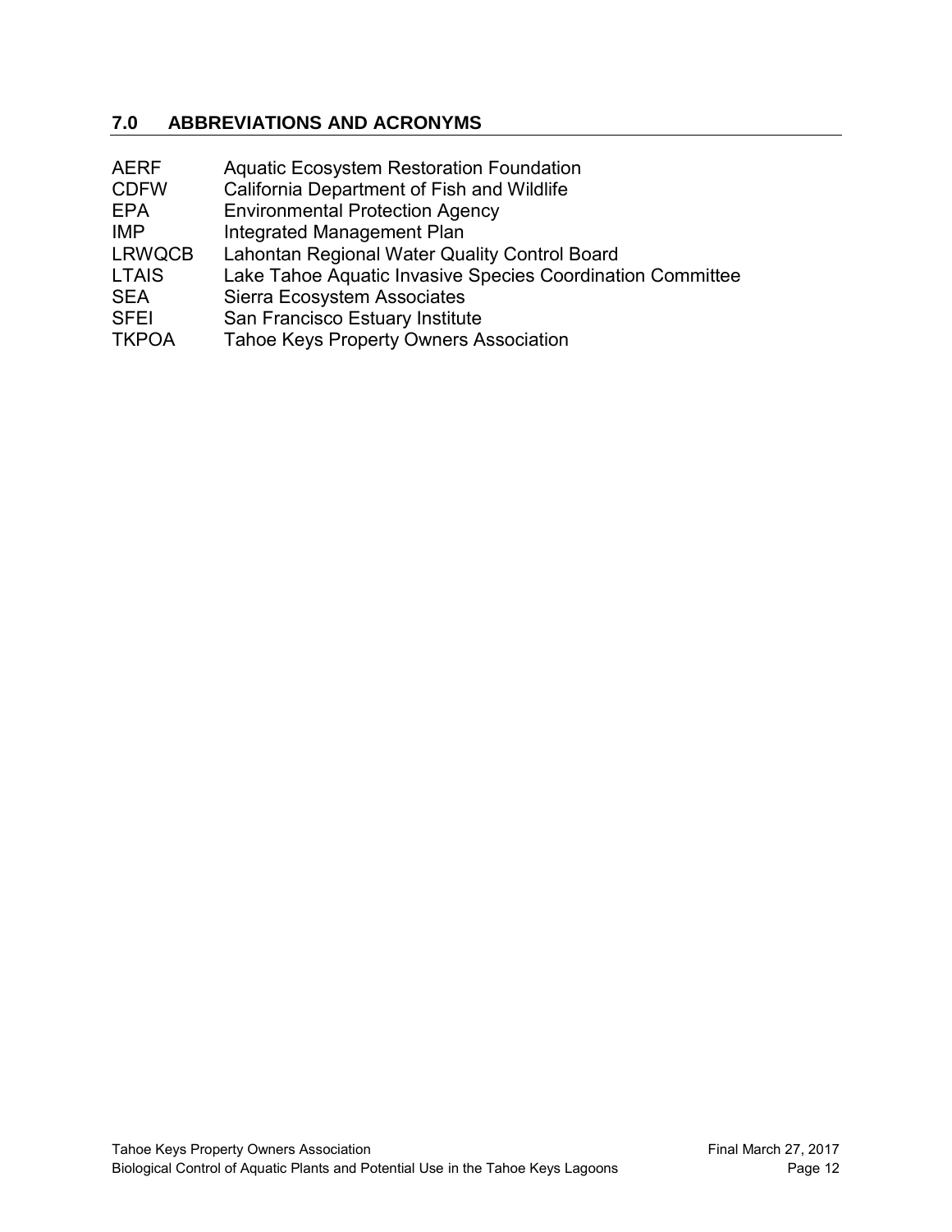## 7.0 ABBREVIATIONS AND ACRONYMS

| | |
|---|---|
| AERF | Aquatic Ecosystem Restoration Foundation |
| CDFW | California Department of Fish and Wildlife |
| EPA | Environmental Protection Agency |
| IMP | Integrated Management Plan |
| LRWQCB | Lahontan Regional Water Quality Control Board |
| LTAIS | Lake Tahoe Aquatic Invasive Species Coordination Committee |
| SEA | Sierra Ecosystem Associates |
| SFEI | San Francisco Estuary Institute |
| TKPOA | Tahoe Keys Property Owners Association |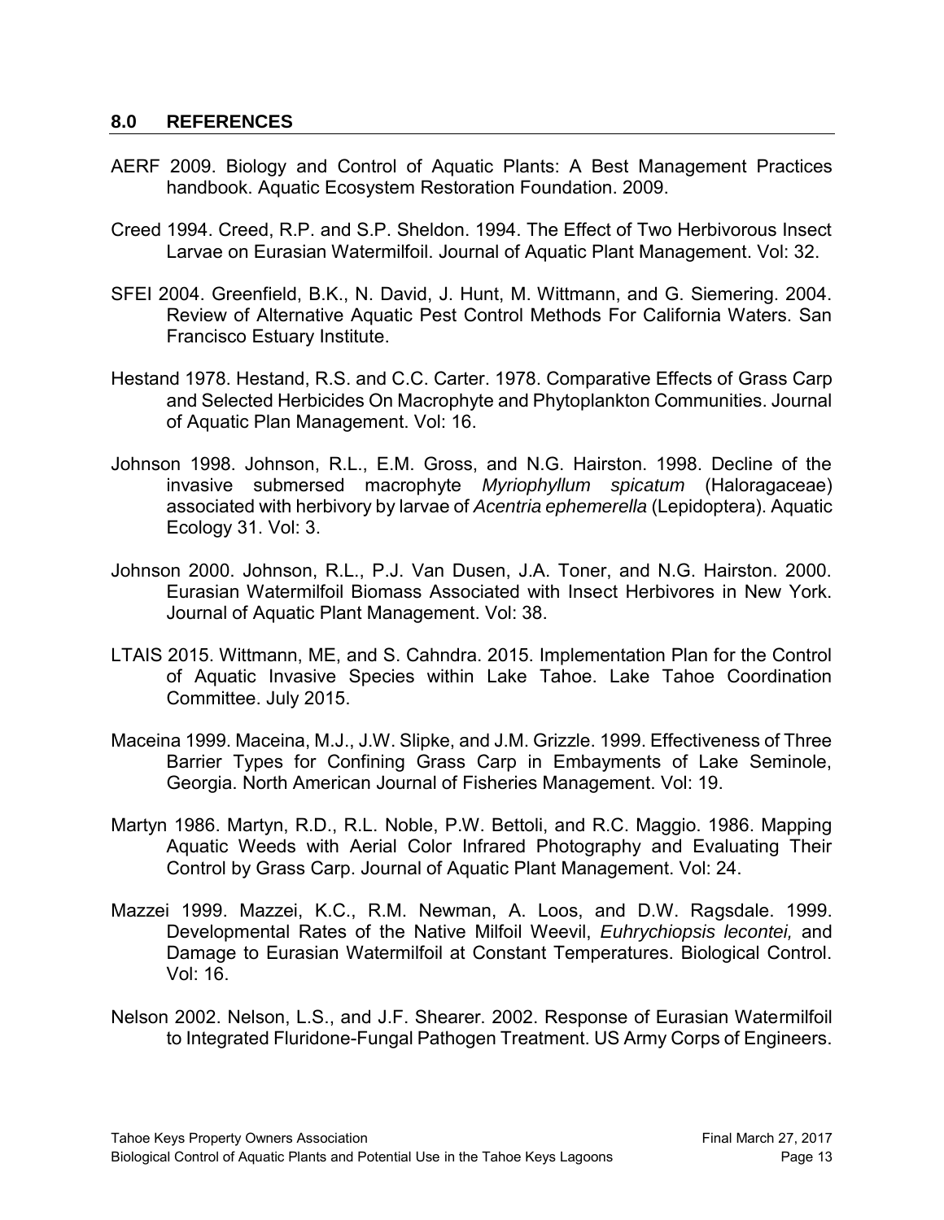## 8.0 REFERENCES

AERF 2009. Biology and Control of Aquatic Plants: A Best Management Practices handbook. Aquatic Ecosystem Restoration Foundation. 2009.

Creed 1994. Creed, R.P. and S.P. Sheldon. 1994. The Effect of Two Herbivorous Insect Larvae on Eurasian Watermilfoil. Journal of Aquatic Plant Management. Vol: 32.

SFEI 2004. Greenfield, B.K., N. David, J. Hunt, M. Wittmann, and G. Siemering. 2004. Review of Alternative Aquatic Pest Control Methods For California Waters. San Francisco Estuary Institute.

Hestand 1978. Hestand, R.S. and C.C. Carter. 1978. Comparative Effects of Grass Carp and Selected Herbicides On Macrophyte and Phytoplankton Communities. Journal of Aquatic Plan Management. Vol: 16.

Johnson 1998. Johnson, R.L., E.M. Gross, and N.G. Hairston. 1998. Decline of the invasive submersed macrophyte *Myriophyllum spicatum* (Haloragaceae) associated with herbivory by larvae of *Acentria ephemerella* (Lepidoptera). Aquatic Ecology 31. Vol: 3.

Johnson 2000. Johnson, R.L., P.J. Van Dusen, J.A. Toner, and N.G. Hairston. 2000. Eurasian Watermilfoil Biomass Associated with Insect Herbivores in New York. Journal of Aquatic Plant Management. Vol: 38.

LTAIS 2015. Wittmann, ME, and S. Cahndra. 2015. Implementation Plan for the Control of Aquatic Invasive Species within Lake Tahoe. Lake Tahoe Coordination Committee. July 2015.

Maceina 1999. Maceina, M.J., J.W. Slipke, and J.M. Grizzle. 1999. Effectiveness of Three Barrier Types for Confining Grass Carp in Embayments of Lake Seminole, Georgia. North American Journal of Fisheries Management. Vol: 19.

Martyn 1986. Martyn, R.D., R.L. Noble, P.W. Bettoli, and R.C. Maggio. 1986. Mapping Aquatic Weeds with Aerial Color Infrared Photography and Evaluating Their Control by Grass Carp. Journal of Aquatic Plant Management. Vol: 24.

Mazzei 1999. Mazzei, K.C., R.M. Newman, A. Loos, and D.W. Ragsdale. 1999. Developmental Rates of the Native Milfoil Weevil, *Euhrychiopsis lecontei,* and Damage to Eurasian Watermilfoil at Constant Temperatures. Biological Control. Vol: 16.

Nelson 2002. Nelson, L.S., and J.F. Shearer. 2002. Response of Eurasian Watermilfoil to Integrated Fluridone-Fungal Pathogen Treatment. US Army Corps of Engineers.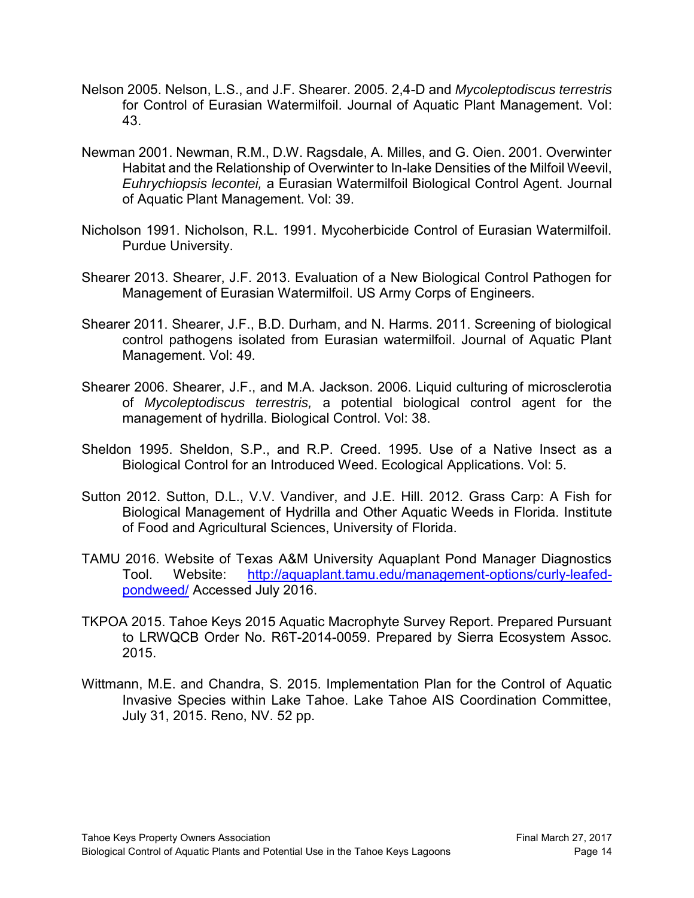Nelson 2005. Nelson, L.S., and J.F. Shearer. 2005. 2,4-D and *Mycoleptodiscus terrestris* for Control of Eurasian Watermilfoil. Journal of Aquatic Plant Management. Vol: 43.

Newman 2001. Newman, R.M., D.W. Ragsdale, A. Milles, and G. Oien. 2001. Overwinter Habitat and the Relationship of Overwinter to In-lake Densities of the Milfoil Weevil, *Euhrychiopsis lecontei,* a Eurasian Watermilfoil Biological Control Agent. Journal of Aquatic Plant Management. Vol: 39.

Nicholson 1991. Nicholson, R.L. 1991. Mycoherbicide Control of Eurasian Watermilfoil. Purdue University.

Shearer 2013. Shearer, J.F. 2013. Evaluation of a New Biological Control Pathogen for Management of Eurasian Watermilfoil. US Army Corps of Engineers.

Shearer 2011. Shearer, J.F., B.D. Durham, and N. Harms. 2011. Screening of biological control pathogens isolated from Eurasian watermilfoil. Journal of Aquatic Plant Management. Vol: 49.

Shearer 2006. Shearer, J.F., and M.A. Jackson. 2006. Liquid culturing of microsclerotia of *Mycoleptodiscus terrestris,* a potential biological control agent for the management of hydrilla. Biological Control. Vol: 38.

Sheldon 1995. Sheldon, S.P., and R.P. Creed. 1995. Use of a Native Insect as a Biological Control for an Introduced Weed. Ecological Applications. Vol: 5.

Sutton 2012. Sutton, D.L., V.V. Vandiver, and J.E. Hill. 2012. Grass Carp: A Fish for Biological Management of Hydrilla and Other Aquatic Weeds in Florida. Institute of Food and Agricultural Sciences, University of Florida.

TAMU 2016. Website of Texas A&M University Aquaplant Pond Manager Diagnostics Tool. Website: http://aquaplant.tamu.edu/management-options/curly-leafed-pondweed/ Accessed July 2016.

TKPOA 2015. Tahoe Keys 2015 Aquatic Macrophyte Survey Report. Prepared Pursuant to LRWQCB Order No. R6T-2014-0059. Prepared by Sierra Ecosystem Assoc. 2015.

Wittmann, M.E. and Chandra, S. 2015. Implementation Plan for the Control of Aquatic Invasive Species within Lake Tahoe. Lake Tahoe AIS Coordination Committee, July 31, 2015. Reno, NV. 52 pp.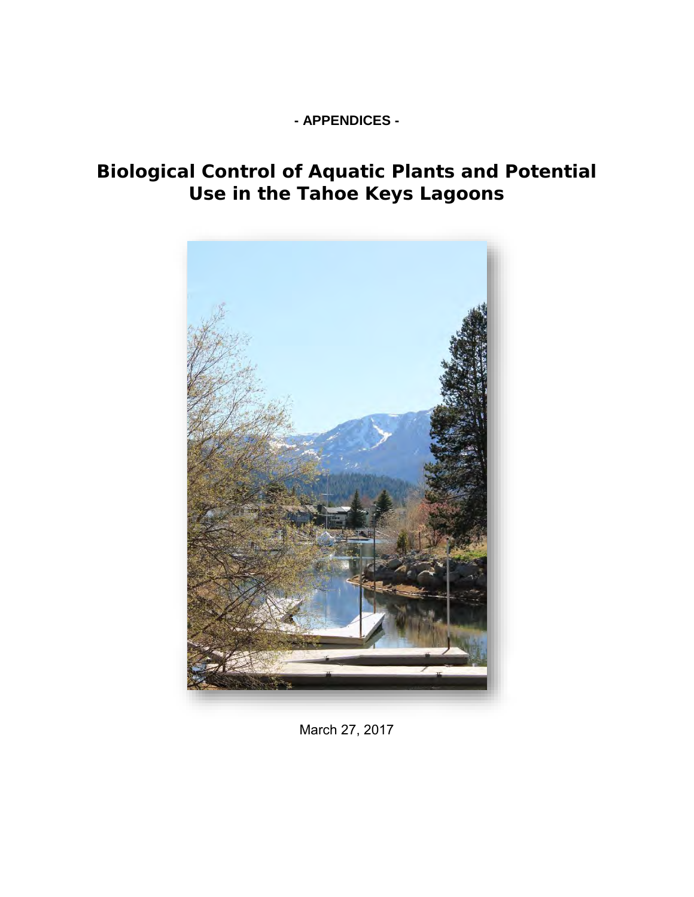**- APPENDICES -**

# Biological Control of Aquatic Plants and Potential Use in the Tahoe Keys Lagoons

March 27, 2017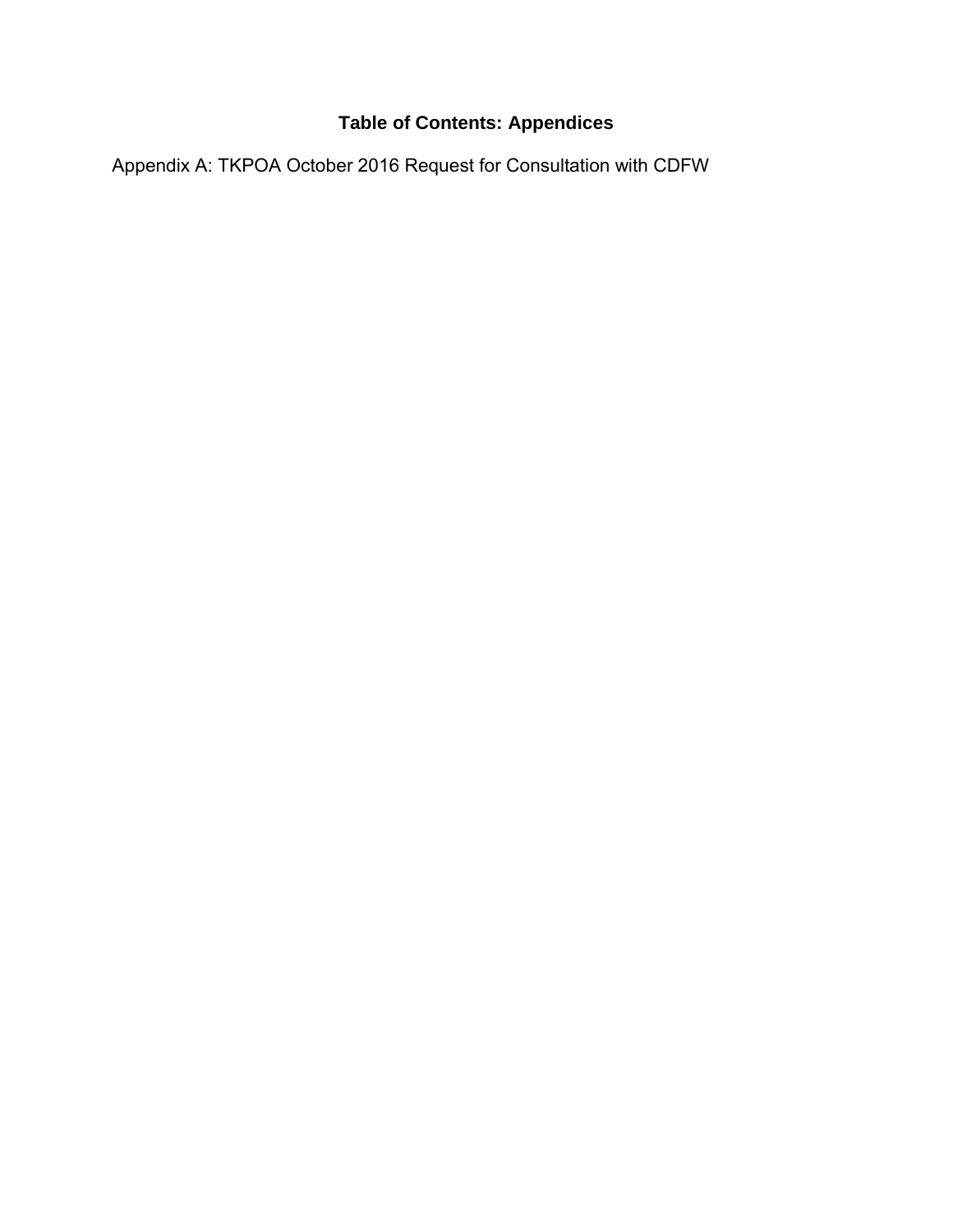## Table of Contents: Appendices

Appendix A: TKPOA October 2016 Request for Consultation with CDFW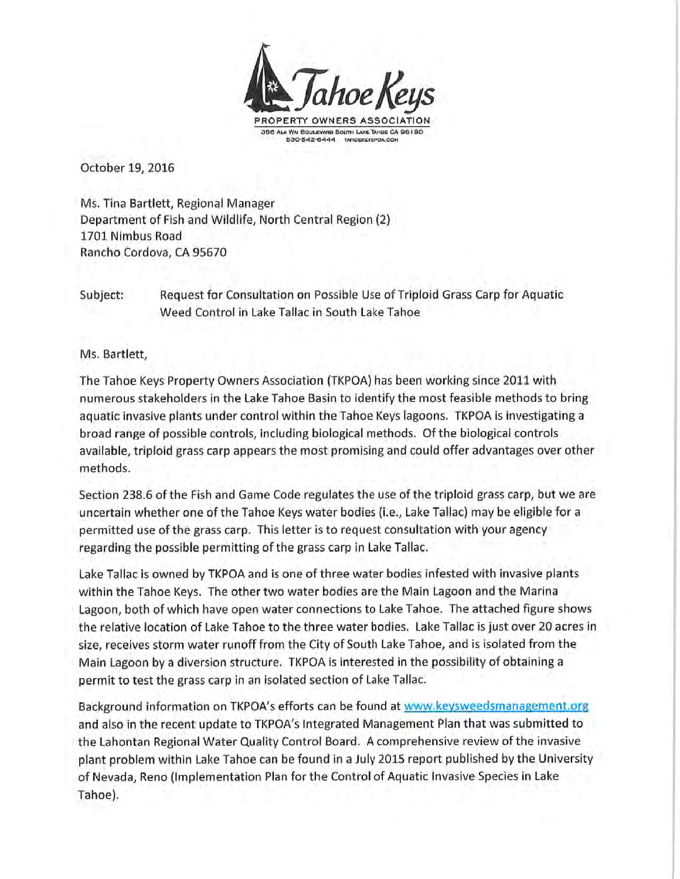Tahoe Keys
PROPERTY OWNERS ASSOCIATION
356 Ala Wai Boulevard South Lake Tahoe CA 96150
530-542-6444 tahoekeyspoa.com

October 19, 2016

Ms. Tina Bartlett, Regional Manager
Department of Fish and Wildlife, North Central Region (2)
1701 Nimbus Road
Rancho Cordova, CA 95670

Subject: Request for Consultation on Possible Use of Triploid Grass Carp for Aquatic Weed Control in Lake Tallac in South Lake Tahoe

Ms. Bartlett,

The Tahoe Keys Property Owners Association (TKPOA) has been working since 2011 with numerous stakeholders in the Lake Tahoe Basin to identify the most feasible methods to bring aquatic invasive plants under control within the Tahoe Keys lagoons. TKPOA is investigating a broad range of possible controls, including biological methods. Of the biological controls available, triploid grass carp appears the most promising and could offer advantages over other methods.

Section 238.6 of the Fish and Game Code regulates the use of the triploid grass carp, but we are uncertain whether one of the Tahoe Keys water bodies (i.e., Lake Tallac) may be eligible for a permitted use of the grass carp. This letter is to request consultation with your agency regarding the possible permitting of the grass carp in Lake Tallac.

Lake Tallac is owned by TKPOA and is one of three water bodies infested with invasive plants within the Tahoe Keys. The other two water bodies are the Main Lagoon and the Marina Lagoon, both of which have open water connections to Lake Tahoe. The attached figure shows the relative location of Lake Tahoe to the three water bodies. Lake Tallac is just over 20 acres in size, receives storm water runoff from the City of South Lake Tahoe, and is isolated from the Main Lagoon by a diversion structure. TKPOA is interested in the possibility of obtaining a permit to test the grass carp in an isolated section of Lake Tallac.

Background information on TKPOA's efforts can be found at www.keysweedsmanagement.org and also in the recent update to TKPOA's Integrated Management Plan that was submitted to the Lahontan Regional Water Quality Control Board. A comprehensive review of the invasive plant problem within Lake Tahoe can be found in a July 2015 report published by the University of Nevada, Reno (Implementation Plan for the Control of Aquatic Invasive Species in Lake Tahoe).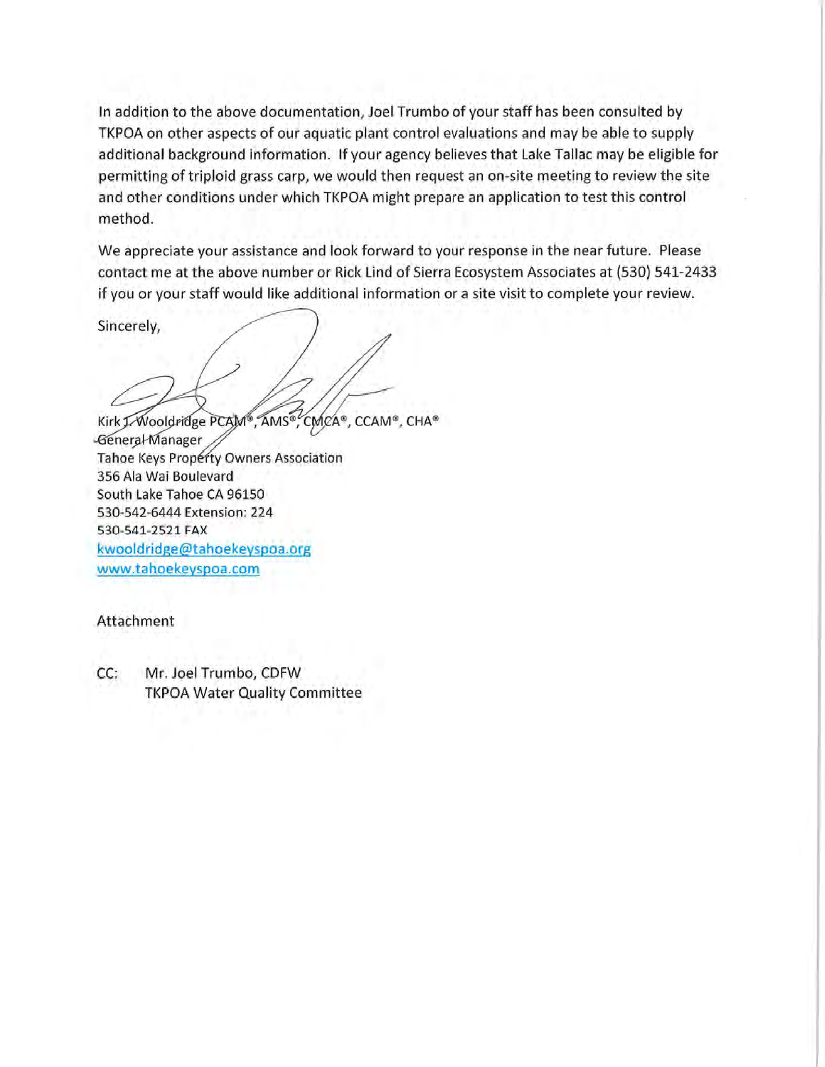In addition to the above documentation, Joel Trumbo of your staff has been consulted by TKPOA on other aspects of our aquatic plant control evaluations and may be able to supply additional background information. If your agency believes that Lake Tallac may be eligible for permitting of triploid grass carp, we would then request an on-site meeting to review the site and other conditions under which TKPOA might prepare an application to test this control method.

We appreciate your assistance and look forward to your response in the near future. Please contact me at the above number or Rick Lind of Sierra Ecosystem Associates at (530) 541-2433 if you or your staff would like additional information or a site visit to complete your review.

Sincerely,

Kirk J. Wooldridge PCAM®, AMS®, CMCA®, CCAM®, CHA®
General Manager
Tahoe Keys Property Owners Association
356 Ala Wai Boulevard
South Lake Tahoe CA 96150
530-542-6444 Extension: 224
530-541-2521 FAX
kwooldridge@tahoekeyspoa.org
www.tahoekeyspoa.com

Attachment

CC: Mr. Joel Trumbo, CDFW
TKPOA Water Quality Committee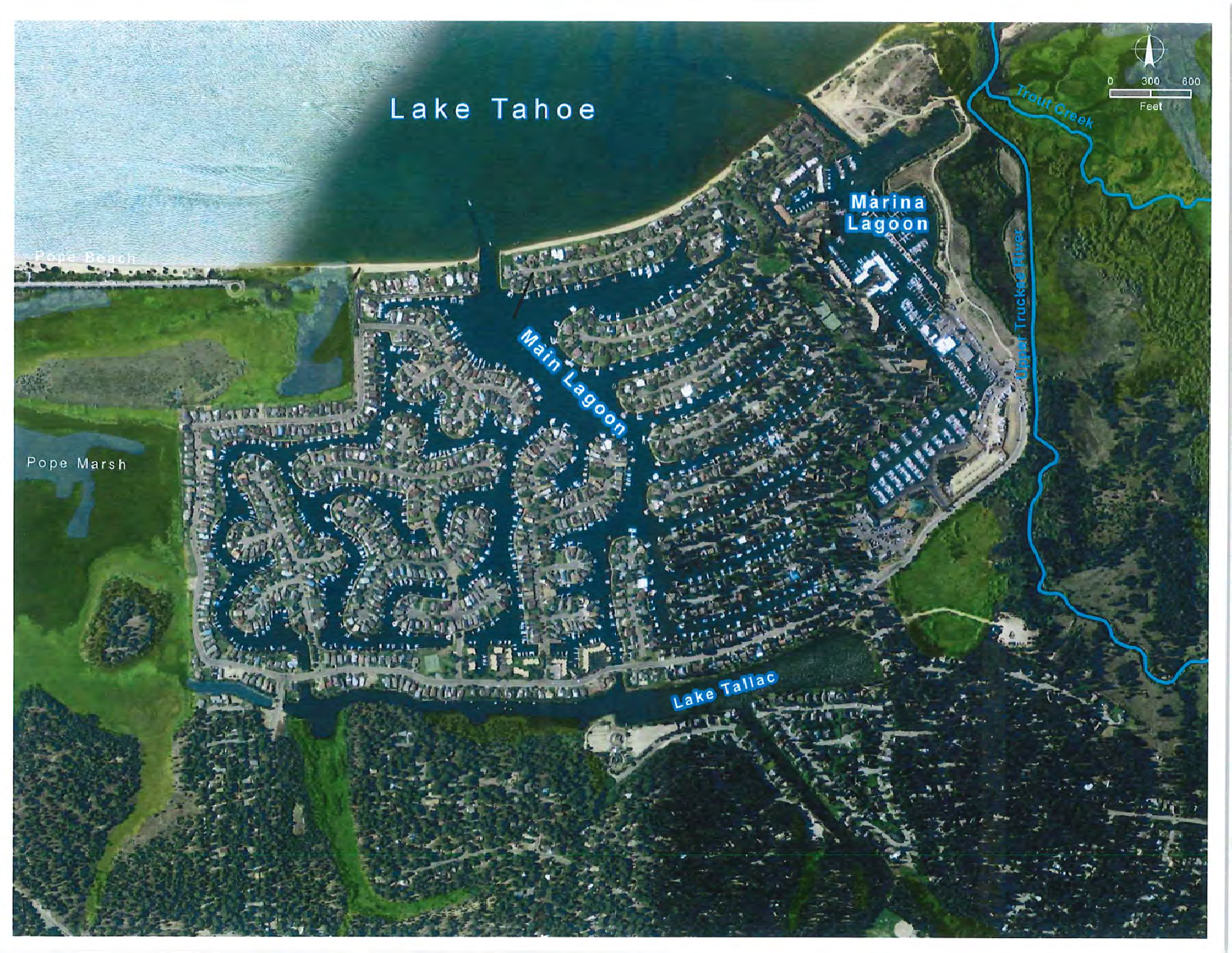Lake Tahoe

Pope Beach

Pope Marsh

Main Lagoon

Marina Lagoon

Lake Tallac

Trout Creek

Upper Truckee River

N

0 300 600

Feet